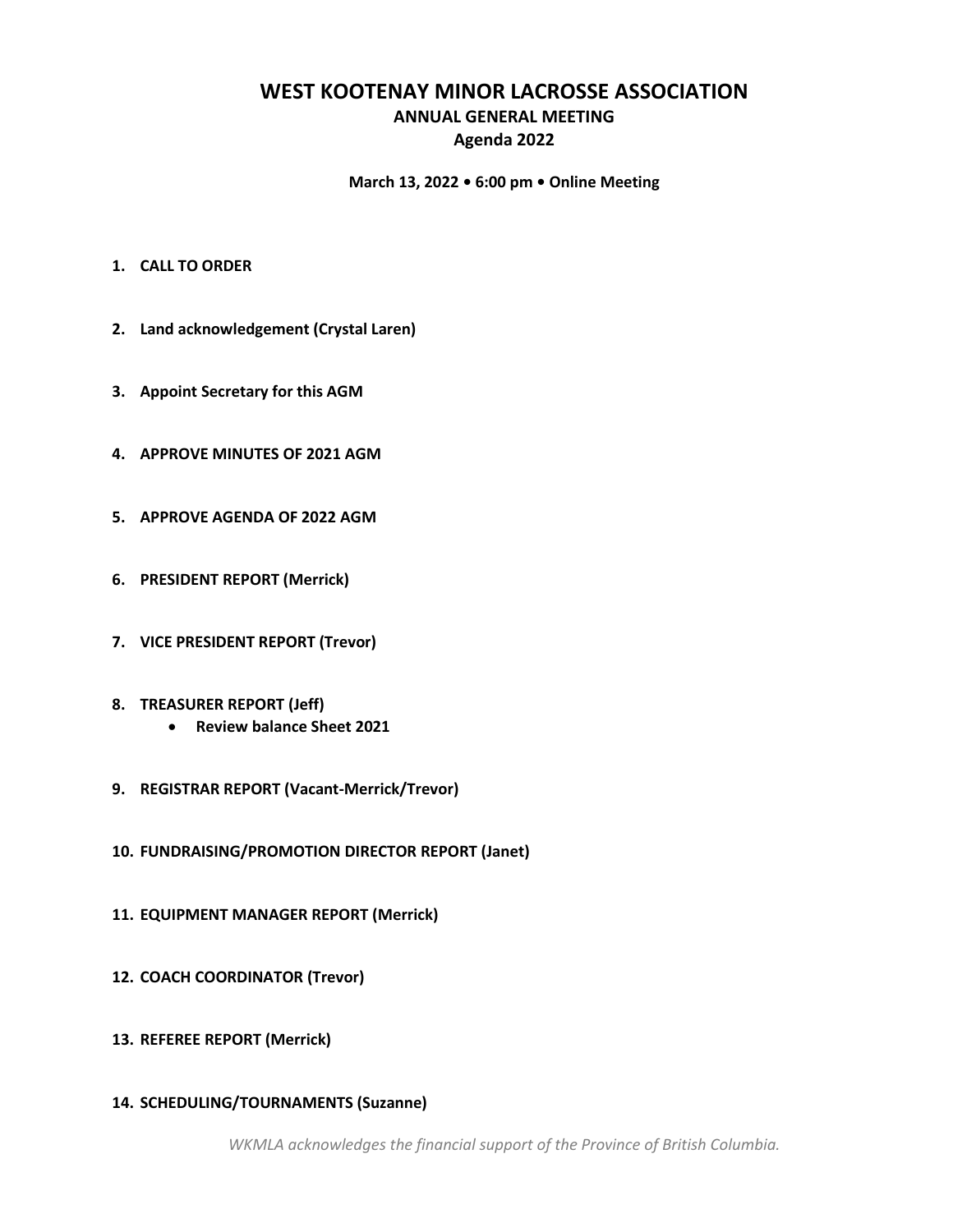# WEST KOOTENAY MINOR LACROSSE ASSOCIATION

## ANNUAL GENERAL MEETING

## Agenda 2022

**March 13, 2022 • 6:00 pm • Online Meeting**

1. **CALL TO ORDER**
2. **Land acknowledgement (Crystal Laren)**
3. **Appoint Secretary for this AGM**
4. **APPROVE MINUTES OF 2021 AGM**
5. **APPROVE AGENDA OF 2022 AGM**
6. **PRESIDENT REPORT (Merrick)**
7. **VICE PRESIDENT REPORT (Trevor)**
8. **TREASURER REPORT (Jeff)**
   - **Review balance Sheet 2021**
9. **REGISTRAR REPORT (Vacant-Merrick/Trevor)**
10. **FUNDRAISING/PROMOTION DIRECTOR REPORT (Janet)**
11. **EQUIPMENT MANAGER REPORT (Merrick)**
12. **COACH COORDINATOR (Trevor)**
13. **REFEREE REPORT (Merrick)**
14. **SCHEDULING/TOURNAMENTS (Suzanne)**

*WKMLA acknowledges the financial support of the Province of British Columbia.*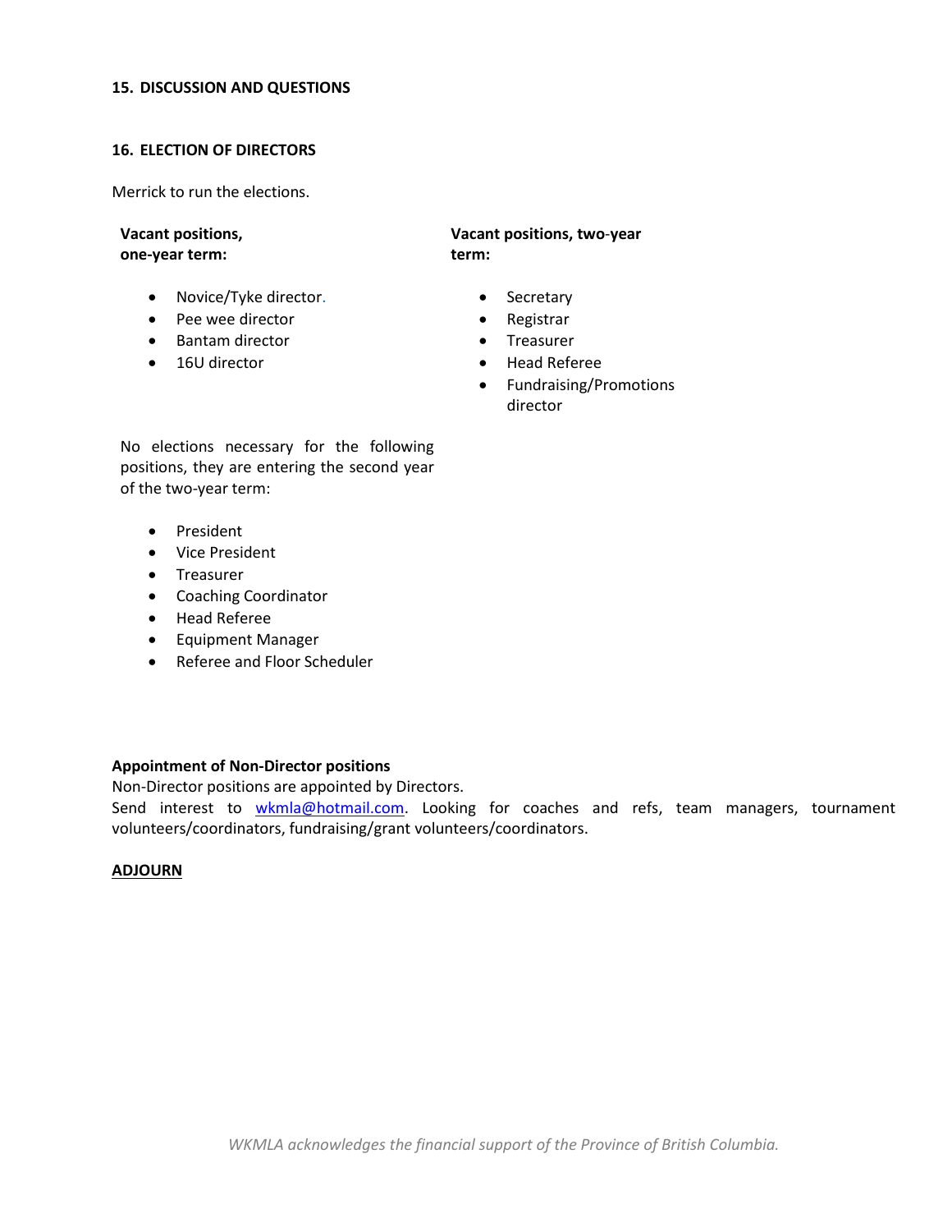**15. DISCUSSION AND QUESTIONS**

**16. ELECTION OF DIRECTORS**

Merrick to run the elections.

**Vacant positions, one-year term:**

- Novice/Tyke director.
- Pee wee director
- Bantam director
- 16U director

**Vacant positions, two-year term:**

- Secretary
- Registrar
- Treasurer
- Head Referee
- Fundraising/Promotions director

No elections necessary for the following positions, they are entering the second year of the two-year term:

- President
- Vice President
- Treasurer
- Coaching Coordinator
- Head Referee
- Equipment Manager
- Referee and Floor Scheduler

**Appointment of Non-Director positions**

Non-Director positions are appointed by Directors.

Send interest to wkmla@hotmail.com. Looking for coaches and refs, team managers, tournament volunteers/coordinators, fundraising/grant volunteers/coordinators.

**ADJOURN**

*WKMLA acknowledges the financial support of the Province of British Columbia.*